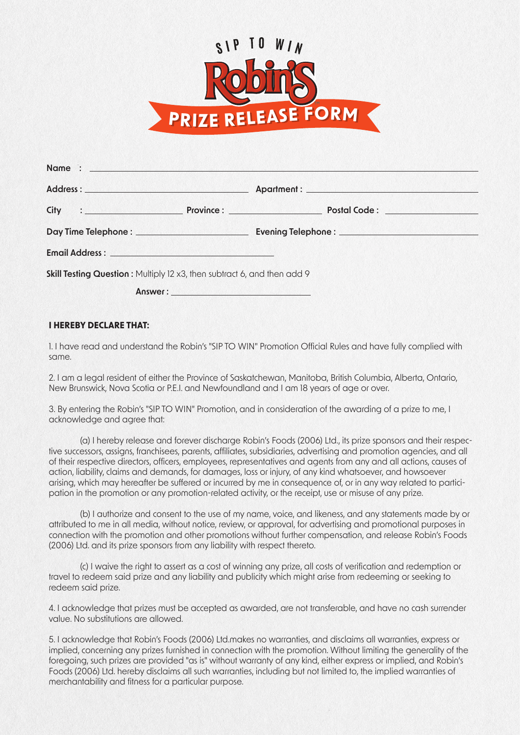# SIP TO WIN Robin's PRIZE RELEASE FORM

**Name** : ______________________________________________

**Address** : ______________________ **Apartment** : ______________________

**City** : ______________ **Province** : ______________ **Postal Code** : ______________

**Day Time Telephone** : ______________________ **Evening Telephone** : ______________________

**Email Address** : ______________________

**Skill Testing Question :** Multiply 12 x3, then subtract 6, and then add 9

**Answer :** ______________________

**I HEREBY DECLARE THAT:**

1. I have read and understand the Robin's "SIP TO WIN" Promotion Official Rules and have fully complied with same.

2. I am a legal resident of either the Province of Saskatchewan, Manitoba, British Columbia, Alberta, Ontario, New Brunswick, Nova Scotia or P.E.I. and Newfoundland and I am 18 years of age or over.

3. By entering the Robin's "SIP TO WIN" Promotion, and in consideration of the awarding of a prize to me, I acknowledge and agree that:

(a) I hereby release and forever discharge Robin's Foods (2006) Ltd., its prize sponsors and their respective successors, assigns, franchisees, parents, affiliates, subsidiaries, advertising and promotion agencies, and all of their respective directors, officers, employees, representatives and agents from any and all actions, causes of action, liability, claims and demands, for damages, loss or injury, of any kind whatsoever, and howsoever arising, which may hereafter be suffered or incurred by me in consequence of, or in any way related to participation in the promotion or any promotion-related activity, or the receipt, use or misuse of any prize.

(b) I authorize and consent to the use of my name, voice, and likeness, and any statements made by or attributed to me in all media, without notice, review, or approval, for advertising and promotional purposes in connection with the promotion and other promotions without further compensation, and release Robin's Foods (2006) Ltd. and its prize sponsors from any liability with respect thereto.

(c) I waive the right to assert as a cost of winning any prize, all costs of verification and redemption or travel to redeem said prize and any liability and publicity which might arise from redeeming or seeking to redeem said prize.

4. I acknowledge that prizes must be accepted as awarded, are not transferable, and have no cash surrender value. No substitutions are allowed.

5. I acknowledge that Robin's Foods (2006) Ltd.makes no warranties, and disclaims all warranties, express or implied, concerning any prizes furnished in connection with the promotion. Without limiting the generality of the foregoing, such prizes are provided "as is" without warranty of any kind, either express or implied, and Robin's Foods (2006) Ltd. hereby disclaims all such warranties, including but not limited to, the implied warranties of merchantability and fitness for a particular purpose.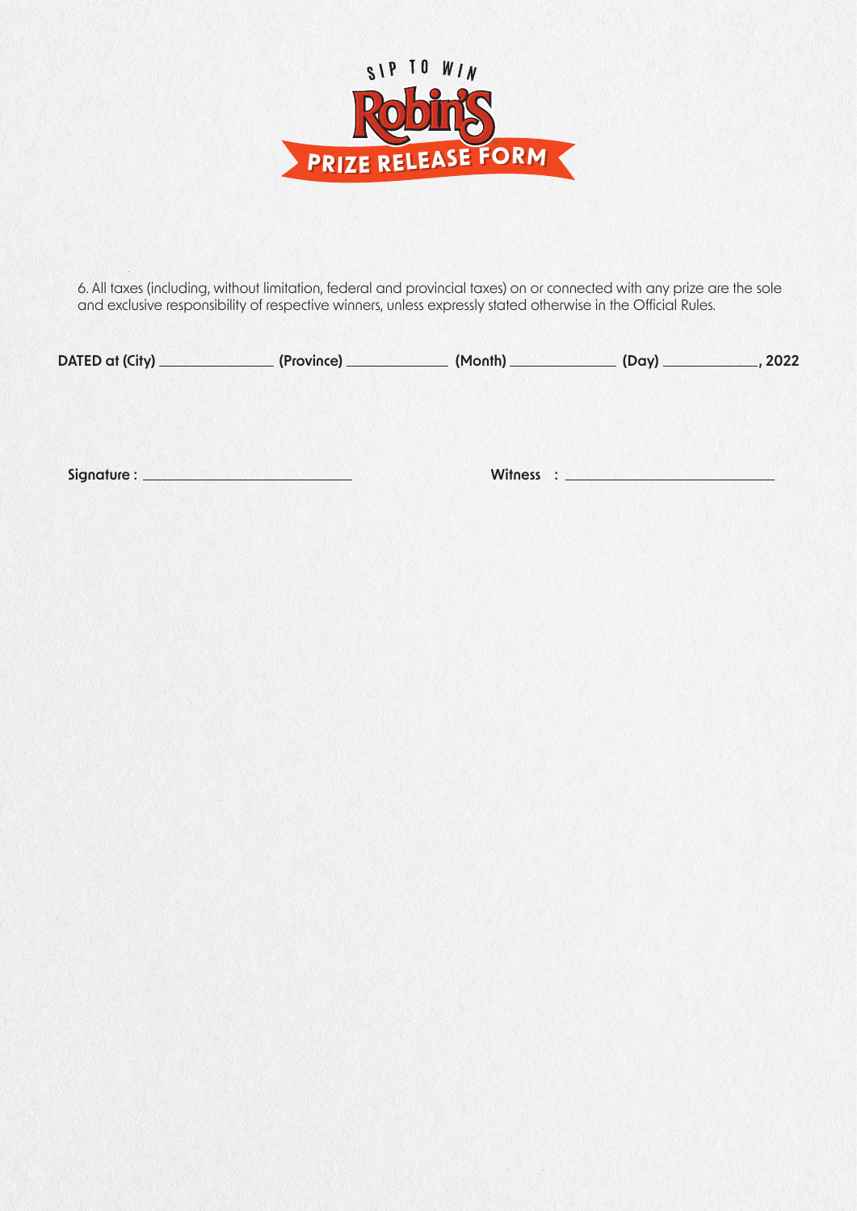SIP TO WIN

Robin's

# PRIZE RELEASE FORM

6. All taxes (including, without limitation, federal and provincial taxes) on or connected with any prize are the sole and exclusive responsibility of respective winners, unless expressly stated otherwise in the Official Rules.

**DATED at (City)** ______________ **(Province)** ____________ **(Month)** _____________ **(Day)** ____________**, 2022**

**Signature :** __________________________ **Witness :** __________________________